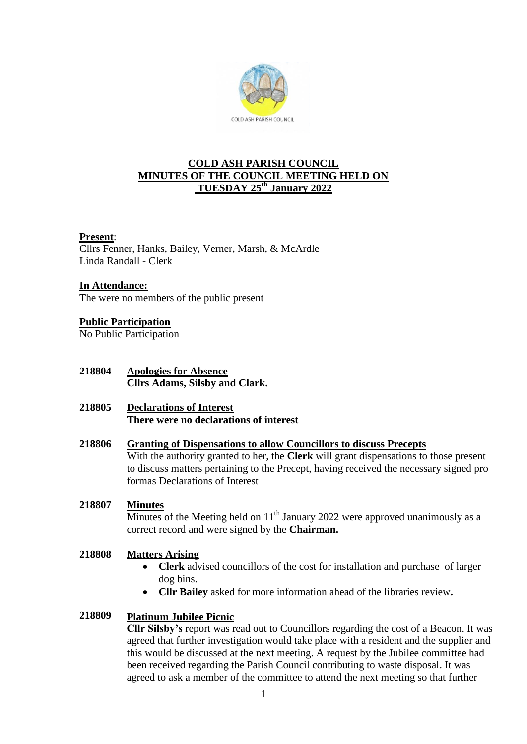# COLD ASH PARISH COUNCIL
# MINUTES OF THE COUNCIL MEETING HELD ON TUESDAY 25th January 2022

**Present**:
Cllrs Fenner, Hanks, Bailey, Verner, Marsh, & McArdle
Linda Randall - Clerk

**In Attendance:**
The were no members of the public present

**Public Participation**
No Public Participation

**218804 Apologies for Absence**
**Cllrs Adams, Silsby and Clark.**

**218805 Declarations of Interest**
**There were no declarations of interest**

**218806 Granting of Dispensations to allow Councillors to discuss Precepts**
With the authority granted to her, the **Clerk** will grant dispensations to those present to discuss matters pertaining to the Precept, having received the necessary signed pro formas Declarations of Interest

**218807 Minutes**
Minutes of the Meeting held on 11th January 2022 were approved unanimously as a correct record and were signed by the **Chairman.**

**218808 Matters Arising**

- **Clerk** advised councillors of the cost for installation and purchase of larger dog bins.
- **Cllr Bailey** asked for more information ahead of the libraries review**.**

**218809 Platinum Jubilee Picnic**
**Cllr Silsby's** report was read out to Councillors regarding the cost of a Beacon. It was agreed that further investigation would take place with a resident and the supplier and this would be discussed at the next meeting. A request by the Jubilee committee had been received regarding the Parish Council contributing to waste disposal. It was agreed to ask a member of the committee to attend the next meeting so that further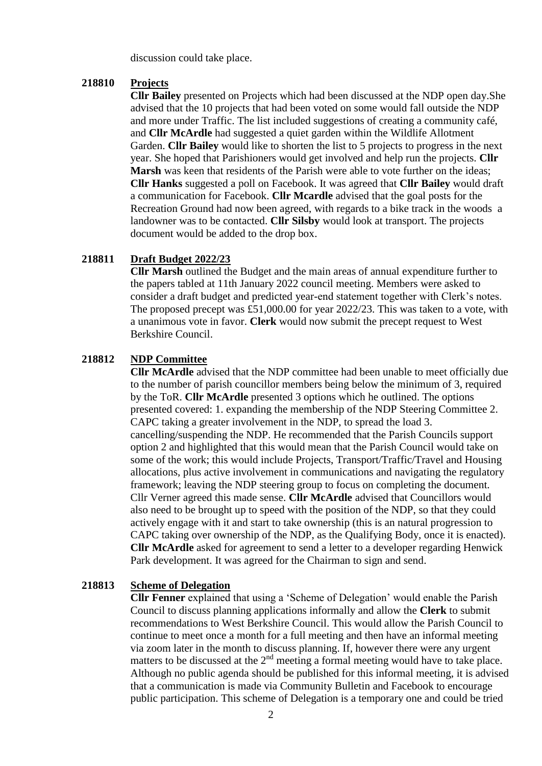discussion could take place.

**218810 Projects**

**Cllr Bailey** presented on Projects which had been discussed at the NDP open day.She advised that the 10 projects that had been voted on some would fall outside the NDP and more under Traffic. The list included suggestions of creating a community café, and **Cllr McArdle** had suggested a quiet garden within the Wildlife Allotment Garden. **Cllr Bailey** would like to shorten the list to 5 projects to progress in the next year. She hoped that Parishioners would get involved and help run the projects. **Cllr Marsh** was keen that residents of the Parish were able to vote further on the ideas; **Cllr Hanks** suggested a poll on Facebook. It was agreed that **Cllr Bailey** would draft a communication for Facebook. **Cllr Mcardle** advised that the goal posts for the Recreation Ground had now been agreed, with regards to a bike track in the woods a landowner was to be contacted. **Cllr Silsby** would look at transport. The projects document would be added to the drop box.

**218811 Draft Budget 2022/23**

**Cllr Marsh** outlined the Budget and the main areas of annual expenditure further to the papers tabled at 11th January 2022 council meeting. Members were asked to consider a draft budget and predicted year-end statement together with Clerk's notes. The proposed precept was £51,000.00 for year 2022/23. This was taken to a vote, with a unanimous vote in favor. **Clerk** would now submit the precept request to West Berkshire Council.

**218812 NDP Committee**

**Cllr McArdle** advised that the NDP committee had been unable to meet officially due to the number of parish councillor members being below the minimum of 3, required by the ToR. **Cllr McArdle** presented 3 options which he outlined. The options presented covered: 1. expanding the membership of the NDP Steering Committee 2. CAPC taking a greater involvement in the NDP, to spread the load 3. cancelling/suspending the NDP. He recommended that the Parish Councils support option 2 and highlighted that this would mean that the Parish Council would take on some of the work; this would include Projects, Transport/Traffic/Travel and Housing allocations, plus active involvement in communications and navigating the regulatory framework; leaving the NDP steering group to focus on completing the document. Cllr Verner agreed this made sense. **Cllr McArdle** advised that Councillors would also need to be brought up to speed with the position of the NDP, so that they could actively engage with it and start to take ownership (this is an natural progression to CAPC taking over ownership of the NDP, as the Qualifying Body, once it is enacted). **Cllr McArdle** asked for agreement to send a letter to a developer regarding Henwick Park development. It was agreed for the Chairman to sign and send.

**218813 Scheme of Delegation**

**Cllr Fenner** explained that using a 'Scheme of Delegation' would enable the Parish Council to discuss planning applications informally and allow the **Clerk** to submit recommendations to West Berkshire Council. This would allow the Parish Council to continue to meet once a month for a full meeting and then have an informal meeting via zoom later in the month to discuss planning. If, however there were any urgent matters to be discussed at the 2nd meeting a formal meeting would have to take place. Although no public agenda should be published for this informal meeting, it is advised that a communication is made via Community Bulletin and Facebook to encourage public participation. This scheme of Delegation is a temporary one and could be tried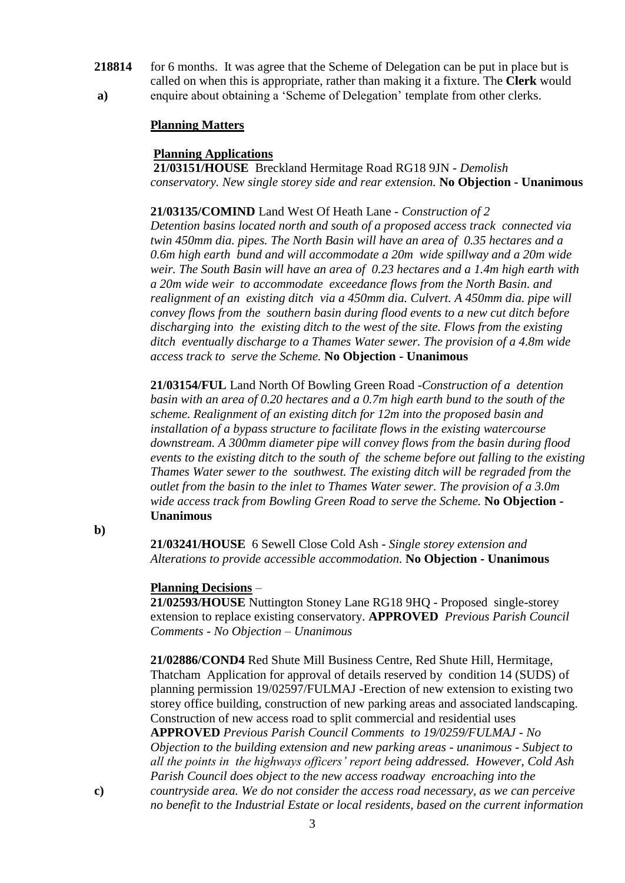**218814 a)** for 6 months. It was agree that the Scheme of Delegation can be put in place but is called on when this is appropriate, rather than making it a fixture. The **Clerk** would enquire about obtaining a 'Scheme of Delegation' template from other clerks.

**Planning Matters**

**b)**

**Planning Applications**

**21/03151/HOUSE** Breckland Hermitage Road RG18 9JN - *Demolish conservatory. New single storey side and rear extension.* **No Objection - Unanimous**

**21/03135/COMIND** Land West Of Heath Lane - *Construction of 2 Detention basins located north and south of a proposed access track connected via twin 450mm dia. pipes. The North Basin will have an area of 0.35 hectares and a 0.6m high earth bund and will accommodate a 20m wide spillway and a 20m wide weir. The South Basin will have an area of 0.23 hectares and a 1.4m high earth with a 20m wide weir to accommodate exceedance flows from the North Basin. and realignment of an existing ditch via a 450mm dia. Culvert. A 450mm dia. pipe will convey flows from the southern basin during flood events to a new cut ditch before discharging into the existing ditch to the west of the site. Flows from the existing ditch eventually discharge to a Thames Water sewer. The provision of a 4.8m wide access track to serve the Scheme.* **No Objection - Unanimous**

**21/03154/FUL** Land North Of Bowling Green Road -*Construction of a detention basin with an area of 0.20 hectares and a 0.7m high earth bund to the south of the scheme. Realignment of an existing ditch for 12m into the proposed basin and installation of a bypass structure to facilitate flows in the existing watercourse downstream. A 300mm diameter pipe will convey flows from the basin during flood events to the existing ditch to the south of the scheme before out falling to the existing Thames Water sewer to the southwest. The existing ditch will be regraded from the outlet from the basin to the inlet to Thames Water sewer. The provision of a 3.0m wide access track from Bowling Green Road to serve the Scheme.* **No Objection - Unanimous**

**21/03241/HOUSE** 6 Sewell Close Cold Ash - *Single storey extension and Alterations to provide accessible accommodation.* **No Objection - Unanimous**

**c)**

**Planning Decisions** –

**21/02593/HOUSE** Nuttington Stoney Lane RG18 9HQ - Proposed single-storey extension to replace existing conservatory. **APPROVED** *Previous Parish Council Comments - No Objection – Unanimous*

**21/02886/COND4** Red Shute Mill Business Centre, Red Shute Hill, Hermitage, Thatcham Application for approval of details reserved by condition 14 (SUDS) of planning permission 19/02597/FULMAJ -Erection of new extension to existing two storey office building, construction of new parking areas and associated landscaping. Construction of new access road to split commercial and residential uses **APPROVED** *Previous Parish Council Comments to 19/0259/FULMAJ - No Objection to the building extension and new parking areas - unanimous - Subject to all the points in the highways officers' report being addressed. However, Cold Ash Parish Council does object to the new access roadway encroaching into the countryside area. We do not consider the access road necessary, as we can perceive no benefit to the Industrial Estate or local residents, based on the current information*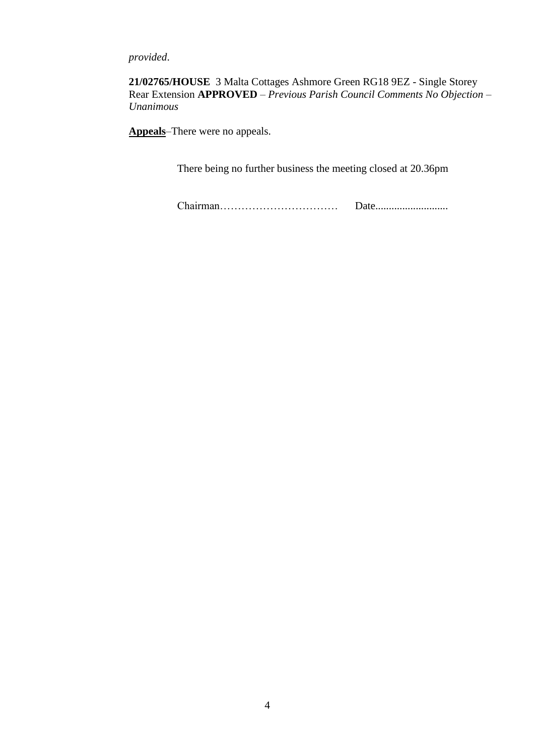*provided*.

**21/02765/HOUSE** 3 Malta Cottages Ashmore Green RG18 9EZ - Single Storey Rear Extension **APPROVED** – *Previous Parish Council Comments No Objection – Unanimous*

**<u>Appeals</u>**–There were no appeals.

There being no further business the meeting closed at 20.36pm

Chairman…………………………… Date...........................